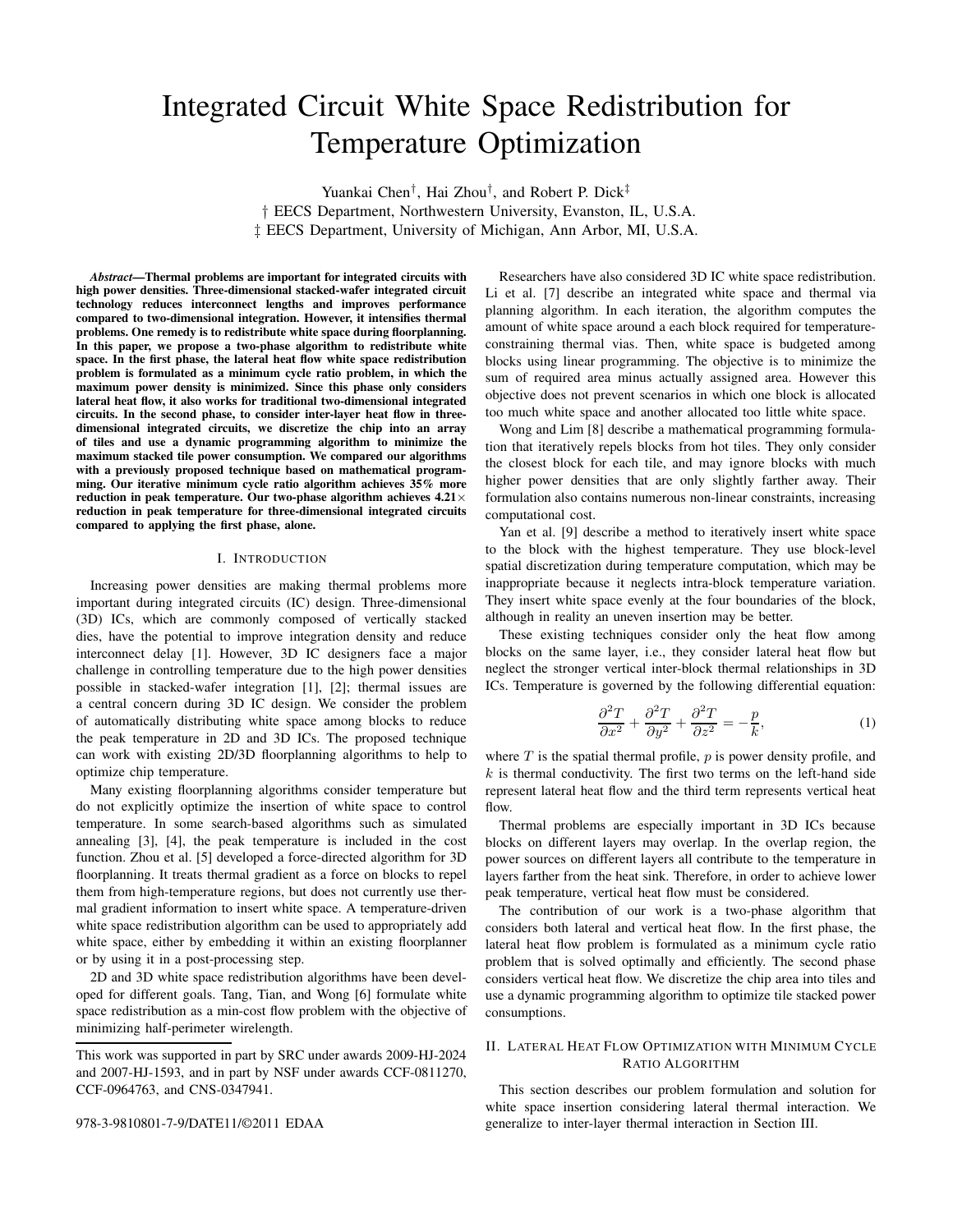# Integrated Circuit White Space Redistribution for Temperature Optimization

Yuankai Chen†, Hai Zhou†, and Robert P. Dick‡

† EECS Department, Northwestern University, Evanston, IL, U.S.A.

‡ EECS Department, University of Michigan, Ann Arbor, MI, U.S.A.

***Abstract*—Thermal problems are important for integrated circuits with high power densities. Three-dimensional stacked-wafer integrated circuit technology reduces interconnect lengths and improves performance compared to two-dimensional integration. However, it intensifies thermal problems. One remedy is to redistribute white space during floorplanning. In this paper, we propose a two-phase algorithm to redistribute white space. In the first phase, the lateral heat flow white space redistribution problem is formulated as a minimum cycle ratio problem, in which the maximum power density is minimized. Since this phase only considers lateral heat flow, it also works for traditional two-dimensional integrated circuits. In the second phase, to consider inter-layer heat flow in three-dimensional integrated circuits, we discretize the chip into an array of tiles and use a dynamic programming algorithm to minimize the maximum stacked tile power consumption. We compared our algorithms with a previously proposed technique based on mathematical programming. Our iterative minimum cycle ratio algorithm achieves 35% more reduction in peak temperature. Our two-phase algorithm achieves 4.21× reduction in peak temperature for three-dimensional integrated circuits compared to applying the first phase, alone.**

## I. Introduction

Increasing power densities are making thermal problems more important during integrated circuits (IC) design. Three-dimensional (3D) ICs, which are commonly composed of vertically stacked dies, have the potential to improve integration density and reduce interconnect delay [1]. However, 3D IC designers face a major challenge in controlling temperature due to the high power densities possible in stacked-wafer integration [1], [2]; thermal issues are a central concern during 3D IC design. We consider the problem of automatically distributing white space among blocks to reduce the peak temperature in 2D and 3D ICs. The proposed technique can work with existing 2D/3D floorplanning algorithms to help to optimize chip temperature.

Many existing floorplanning algorithms consider temperature but do not explicitly optimize the insertion of white space to control temperature. In some search-based algorithms such as simulated annealing [3], [4], the peak temperature is included in the cost function. Zhou et al. [5] developed a force-directed algorithm for 3D floorplanning. It treats thermal gradient as a force on blocks to repel them from high-temperature regions, but does not currently use thermal gradient information to insert white space. A temperature-driven white space redistribution algorithm can be used to appropriately add white space, either by embedding it within an existing floorplanner or by using it in a post-processing step.

2D and 3D white space redistribution algorithms have been developed for different goals. Tang, Tian, and Wong [6] formulate white space redistribution as a min-cost flow problem with the objective of minimizing half-perimeter wirelength.

This work was supported in part by SRC under awards 2009-HJ-2024 and 2007-HJ-1593, and in part by NSF under awards CCF-0811270, CCF-0964763, and CNS-0347941.

978-3-9810801-7-9/DATE11/©2011 EDAA

Researchers have also considered 3D IC white space redistribution. Li et al. [7] describe an integrated white space and thermal via planning algorithm. In each iteration, the algorithm computes the amount of white space around a each block required for temperature-constraining thermal vias. Then, white space is budgeted among blocks using linear programming. The objective is to minimize the sum of required area minus actually assigned area. However this objective does not prevent scenarios in which one block is allocated too much white space and another allocated too little white space.

Wong and Lim [8] describe a mathematical programming formulation that iteratively repels blocks from hot tiles. They only consider the closest block for each tile, and may ignore blocks with much higher power densities that are only slightly farther away. Their formulation also contains numerous non-linear constraints, increasing computational cost.

Yan et al. [9] describe a method to iteratively insert white space to the block with the highest temperature. They use block-level spatial discretization during temperature computation, which may be inappropriate because it neglects intra-block temperature variation. They insert white space evenly at the four boundaries of the block, although in reality an uneven insertion may be better.

These existing techniques consider only the heat flow among blocks on the same layer, i.e., they consider lateral heat flow but neglect the stronger vertical inter-block thermal relationships in 3D ICs. Temperature is governed by the following differential equation:

$$\frac{\partial^2 T}{\partial x^2} + \frac{\partial^2 T}{\partial y^2} + \frac{\partial^2 T}{\partial z^2} = -\frac{p}{k}, \tag{1}$$

where $T$ is the spatial thermal profile, $p$ is power density profile, and $k$ is thermal conductivity. The first two terms on the left-hand side represent lateral heat flow and the third term represents vertical heat flow.

Thermal problems are especially important in 3D ICs because blocks on different layers may overlap. In the overlap region, the power sources on different layers all contribute to the temperature in layers farther from the heat sink. Therefore, in order to achieve lower peak temperature, vertical heat flow must be considered.

The contribution of our work is a two-phase algorithm that considers both lateral and vertical heat flow. In the first phase, the lateral heat flow problem is formulated as a minimum cycle ratio problem that is solved optimally and efficiently. The second phase considers vertical heat flow. We discretize the chip area into tiles and use a dynamic programming algorithm to optimize tile stacked power consumptions.

## II. Lateral Heat Flow Optimization with Minimum Cycle Ratio Algorithm

This section describes our problem formulation and solution for white space insertion considering lateral thermal interaction. We generalize to inter-layer thermal interaction in Section III.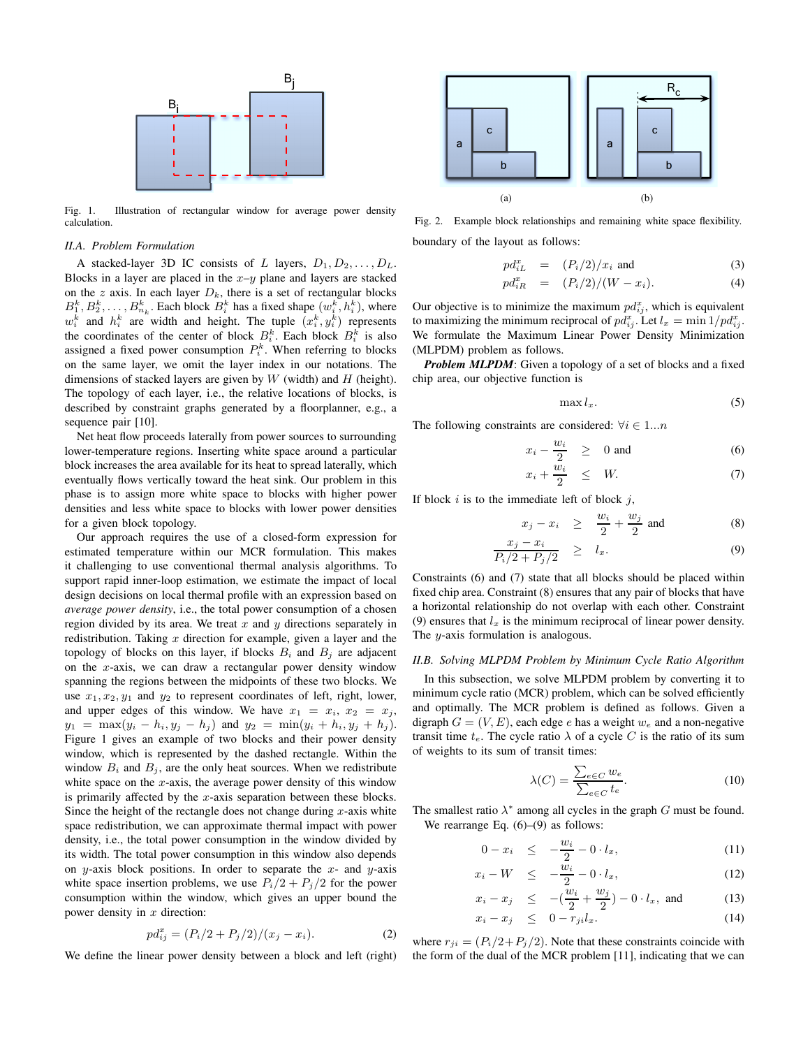Fig. 1. Illustration of rectangular window for average power density calculation.

### II.A. Problem Formulation

A stacked-layer 3D IC consists of $L$ layers, $D_1, D_2, \ldots, D_L$. Blocks in a layer are placed in the $x$–$y$ plane and layers are stacked on the $z$ axis. In each layer $D_k$, there is a set of rectangular blocks $B_1^k, B_2^k, \ldots, B_{n_k}^k$. Each block $B_i^k$ has a fixed shape $(w_i^k, h_i^k)$, where $w_i^k$ and $h_i^k$ are width and height. The tuple $(x_i^k, y_i^k)$ represents the coordinates of the center of block $B_i^k$. Each block $B_i^k$ is also assigned a fixed power consumption $P_i^k$. When referring to blocks on the same layer, we omit the layer index in our notations. The dimensions of stacked layers are given by $W$ (width) and $H$ (height). The topology of each layer, i.e., the relative locations of blocks, is described by constraint graphs generated by a floorplanner, e.g., a sequence pair [10].

Net heat flow proceeds laterally from power sources to surrounding lower-temperature regions. Inserting white space around a particular block increases the area available for its heat to spread laterally, which eventually flows vertically toward the heat sink. Our problem in this phase is to assign more white space to blocks with higher power densities and less white space to blocks with lower power densities for a given block topology.

Our approach requires the use of a closed-form expression for estimated temperature within our MCR formulation. This makes it challenging to use conventional thermal analysis algorithms. To support rapid inner-loop estimation, we estimate the impact of local design decisions on local thermal profile with an expression based on *average power density*, i.e., the total power consumption of a chosen region divided by its area. We treat $x$ and $y$ directions separately in redistribution. Taking $x$ direction for example, given a layer and the topology of blocks on this layer, if blocks $B_i$ and $B_j$ are adjacent on the $x$-axis, we can draw a rectangular power density window spanning the regions between the midpoints of these two blocks. We use $x_1, x_2, y_1$ and $y_2$ to represent coordinates of left, right, lower, and upper edges of this window. We have $x_1 = x_i$, $x_2 = x_j$, $y_1 = \max(y_i - h_i, y_j - h_j)$ and $y_2 = \min(y_i + h_i, y_j + h_j)$. Figure 1 gives an example of two blocks and their power density window, which is represented by the dashed rectangle. Within the window $B_i$ and $B_j$, are the only heat sources. When we redistribute white space on the $x$-axis, the average power density of this window is primarily affected by the $x$-axis separation between these blocks. Since the height of the rectangle does not change during $x$-axis white space redistribution, we can approximate thermal impact with power density, i.e., the total power consumption in the window divided by its width. The total power consumption in this window also depends on $y$-axis block positions. In order to separate the $x$- and $y$-axis white space insertion problems, we use $P_i/2 + P_j/2$ for the power consumption within the window, which gives an upper bound the power density in $x$ direction:

$$pd_{ij}^x = (P_i/2 + P_j/2)/(x_j - x_i). \tag{2}$$

We define the linear power density between a block and left (right) boundary of the layout as follows:

$$pd_{iL}^x = (P_i/2)/x_i \text{ and} \tag{3}$$

$$pd_{iR}^x = (P_i/2)/(W - x_i). \tag{4}$$

Fig. 2. Example block relationships and remaining white space flexibility.

Our objective is to minimize the maximum $pd_{ij}^x$, which is equivalent to maximizing the minimum reciprocal of $pd_{ij}^x$. Let $l_x = \min 1/pd_{ij}^x$. We formulate the Maximum Linear Power Density Minimization (MLPDM) problem as follows.

***Problem MLPDM***: Given a topology of a set of blocks and a fixed chip area, our objective function is

$$\max l_x. \tag{5}$$

The following constraints are considered: $\forall i \in 1 \ldots n$

$$x_i - \frac{w_i}{2} \geq 0 \text{ and} \tag{6}$$

$$x_i + \frac{w_i}{2} \leq W. \tag{7}$$

If block $i$ is to the immediate left of block $j$,

$$x_j - x_i \geq \frac{w_i}{2} + \frac{w_j}{2} \text{ and} \tag{8}$$

$$\frac{x_j - x_i}{P_i/2 + P_j/2} \geq l_x. \tag{9}$$

Constraints (6) and (7) state that all blocks should be placed within fixed chip area. Constraint (8) ensures that any pair of blocks that have a horizontal relationship do not overlap with each other. Constraint (9) ensures that $l_x$ is the minimum reciprocal of linear power density. The $y$-axis formulation is analogous.

### II.B. Solving MLPDM Problem by Minimum Cycle Ratio Algorithm

In this subsection, we solve MLPDM problem by converting it to minimum cycle ratio (MCR) problem, which can be solved efficiently and optimally. The MCR problem is defined as follows. Given a digraph $G = (V, E)$, each edge $e$ has a weight $w_e$ and a non-negative transit time $t_e$. The cycle ratio $\lambda$ of a cycle $C$ is the ratio of its sum of weights to its sum of transit times:

$$\lambda(C) = \frac{\sum_{e \in C} w_e}{\sum_{e \in C} t_e}. \tag{10}$$

The smallest ratio $\lambda^*$ among all cycles in the graph $G$ must be found.

We rearrange Eq. (6)–(9) as follows:

$$0 - x_i \leq -\frac{w_i}{2} - 0 \cdot l_x, \tag{11}$$

$$x_i - W \leq -\frac{w_i}{2} - 0 \cdot l_x, \tag{12}$$

$$x_i - x_j \leq -(\frac{w_i}{2} + \frac{w_j}{2}) - 0 \cdot l_x, \text{ and} \tag{13}$$

$$x_i - x_j \leq 0 - r_{ji} l_x. \tag{14}$$

where $r_{ji} = (P_i/2 + P_j/2)$. Note that these constraints coincide with the form of the dual of the MCR problem [11], indicating that we can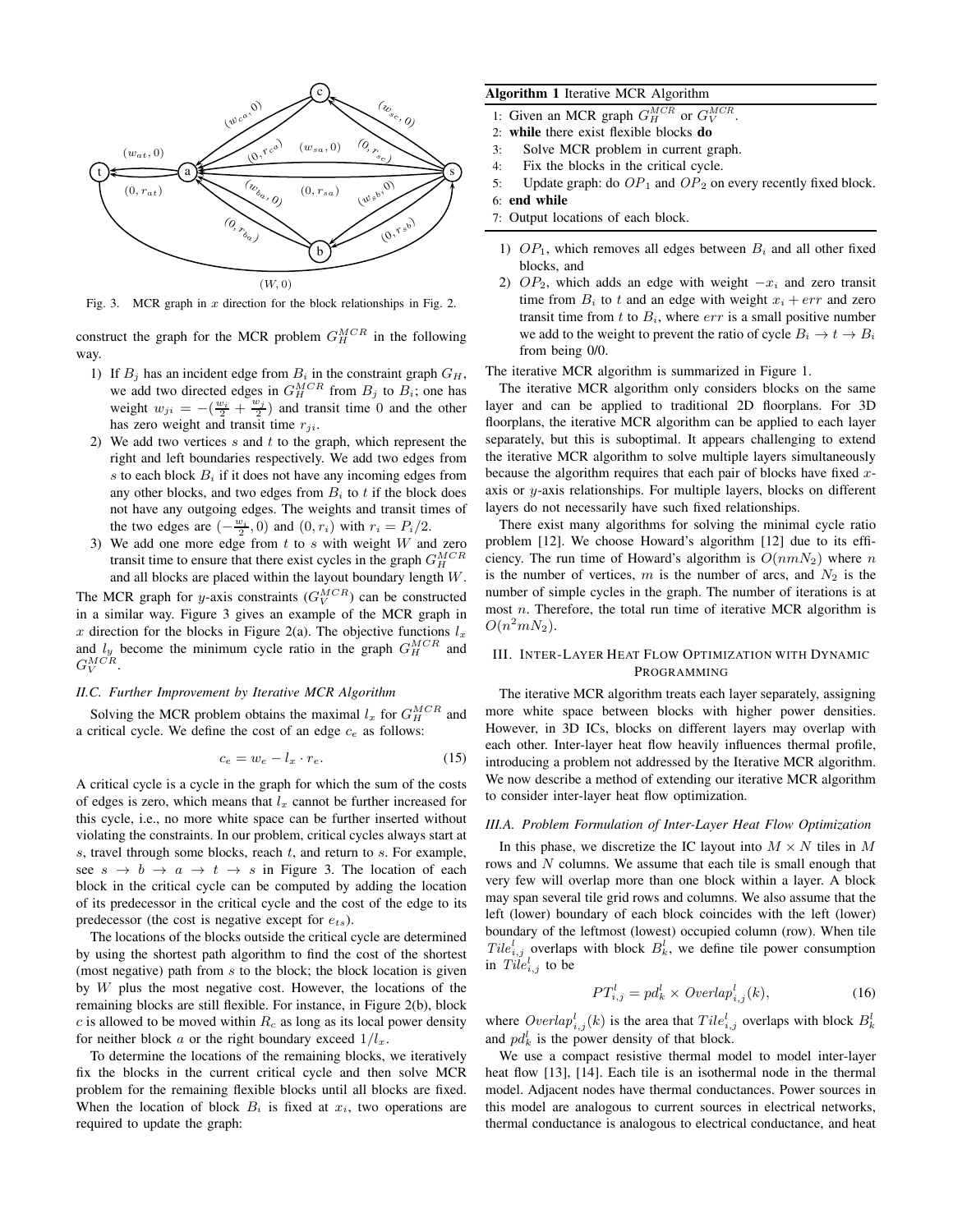Fig. 3. MCR graph in $x$ direction for the block relationships in Fig. 2.

construct the graph for the MCR problem $G_H^{MCR}$ in the following way.

1) If $B_j$ has an incident edge from $B_i$ in the constraint graph $G_H$, we add two directed edges in $G_H^{MCR}$ from $B_j$ to $B_i$; one has weight $w_{ji} = -(\frac{w_i}{2} + \frac{w_j}{2})$ and transit time 0 and the other has zero weight and transit time $r_{ji}$.
2) We add two vertices $s$ and $t$ to the graph, which represent the right and left boundaries respectively. We add two edges from $s$ to each block $B_i$ if it does not have any incoming edges from any other blocks, and two edges from $B_i$ to $t$ if the block does not have any outgoing edges. The weights and transit times of the two edges are $(-\frac{w_i}{2}, 0)$ and $(0, r_i)$ with $r_i = P_i/2$.
3) We add one more edge from $t$ to $s$ with weight $W$ and zero transit time to ensure that there exist cycles in the graph $G_H^{MCR}$ and all blocks are placed within the layout boundary length $W$.

The MCR graph for $y$-axis constraints ($G_V^{MCR}$) can be constructed in a similar way. Figure 3 gives an example of the MCR graph in $x$ direction for the blocks in Figure 2(a). The objective functions $l_x$ and $l_y$ become the minimum cycle ratio in the graph $G_H^{MCR}$ and $G_V^{MCR}$.

### II.C. Further Improvement by Iterative MCR Algorithm

Solving the MCR problem obtains the maximal $l_x$ for $G_H^{MCR}$ and a critical cycle. We define the cost of an edge $c_e$ as follows:

$$c_e = w_e - l_x \cdot r_e. \tag{15}$$

A critical cycle is a cycle in the graph for which the sum of the costs of edges is zero, which means that $l_x$ cannot be further increased for this cycle, i.e., no more white space can be further inserted without violating the constraints. In our problem, critical cycles always start at $s$, travel through some blocks, reach $t$, and return to $s$. For example, see $s \to b \to a \to t \to s$ in Figure 3. The location of each block in the critical cycle can be computed by adding the location of its predecessor in the critical cycle and the cost of the edge to its predecessor (the cost is negative except for $e_{ts}$).

The locations of the blocks outside the critical cycle are determined by using the shortest path algorithm to find the cost of the shortest (most negative) path from $s$ to the block; the block location is given by $W$ plus the most negative cost. However, the locations of the remaining blocks are still flexible. For instance, in Figure 2(b), block $c$ is allowed to be moved within $R_c$ as long as its local power density for neither block $a$ or the right boundary exceed $1/l_x$.

To determine the locations of the remaining blocks, we iteratively fix the blocks in the current critical cycle and then solve MCR problem for the remaining flexible blocks until all blocks are fixed. When the location of block $B_i$ is fixed at $x_i$, two operations are required to update the graph:

**Algorithm 1** Iterative MCR Algorithm

```
1: Given an MCR graph G_H^MCR or G_V^MCR.
2: while there exist flexible blocks do
3:    Solve MCR problem in current graph.
4:    Fix the blocks in the critical cycle.
5:    Update graph: do OP_1 and OP_2 on every recently fixed block.
6: end while
7: Output locations of each block.
```

1) $OP_1$, which removes all edges between $B_i$ and all other fixed blocks, and
2) $OP_2$, which adds an edge with weight $-x_i$ and zero transit time from $B_i$ to $t$ and an edge with weight $x_i + err$ and zero transit time from $t$ to $B_i$, where $err$ is a small positive number we add to the weight to prevent the ratio of cycle $B_i \to t \to B_i$ from being 0/0.

The iterative MCR algorithm is summarized in Figure 1.

The iterative MCR algorithm only considers blocks on the same layer and can be applied to traditional 2D floorplans. For 3D floorplans, the iterative MCR algorithm can be applied to each layer separately, but this is suboptimal. It appears challenging to extend the iterative MCR algorithm to solve multiple layers simultaneously because the algorithm requires that each pair of blocks have fixed $x$-axis or $y$-axis relationships. For multiple layers, blocks on different layers do not necessarily have such fixed relationships.

There exist many algorithms for solving the minimal cycle ratio problem [12]. We choose Howard's algorithm [12] due to its efficiency. The run time of Howard's algorithm is $O(nmN_2)$ where $n$ is the number of vertices, $m$ is the number of arcs, and $N_2$ is the number of simple cycles in the graph. The number of iterations is at most $n$. Therefore, the total run time of iterative MCR algorithm is $O(n^2mN_2)$.

## III. Inter-Layer Heat Flow Optimization with Dynamic Programming

The iterative MCR algorithm treats each layer separately, assigning more white space between blocks with higher power densities. However, in 3D ICs, blocks on different layers may overlap with each other. Inter-layer heat flow heavily influences thermal profile, introducing a problem not addressed by the Iterative MCR algorithm. We now describe a method of extending our iterative MCR algorithm to consider inter-layer heat flow optimization.

### III.A. Problem Formulation of Inter-Layer Heat Flow Optimization

In this phase, we discretize the IC layout into $M \times N$ tiles in $M$ rows and $N$ columns. We assume that each tile is small enough that very few will overlap more than one block within a layer. A block may span several tile grid rows and columns. We also assume that the left (lower) boundary of each block coincides with the left (lower) boundary of the leftmost (lowest) occupied column (row). When tile $Tile_{i,j}^l$ overlaps with block $B_k^l$, we define tile power consumption in $Tile_{i,j}^l$ to be

$$PT_{i,j}^l = pd_k^l \times Overlap_{i,j}^l(k), \tag{16}$$

where $Overlap_{i,j}^l(k)$ is the area that $Tile_{i,j}^l$ overlaps with block $B_k^l$ and $pd_k^l$ is the power density of that block.

We use a compact resistive thermal model to model inter-layer heat flow [13], [14]. Each tile is an isothermal node in the thermal model. Adjacent nodes have thermal conductances. Power sources in this model are analogous to current sources in electrical networks, thermal conductance is analogous to electrical conductance, and heat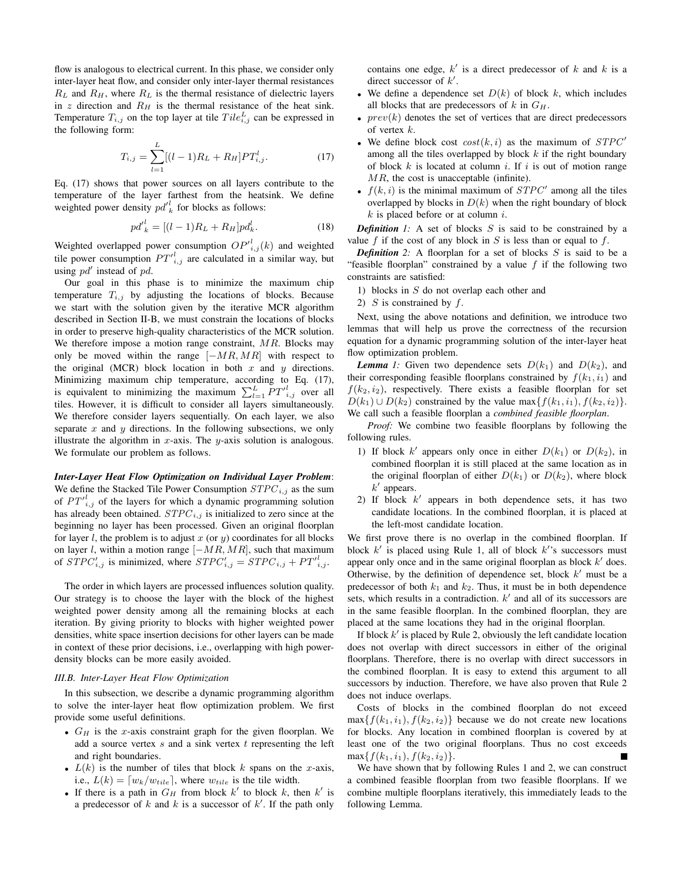flow is analogous to electrical current. In this phase, we consider only inter-layer heat flow, and consider only inter-layer thermal resistances $R_L$ and $R_H$, where $R_L$ is the thermal resistance of dielectric layers in $z$ direction and $R_H$ is the thermal resistance of the heat sink. Temperature $T_{i,j}$ on the top layer at tile $Tile^L_{i,j}$ can be expressed in the following form:

$$T_{i,j} = \sum_{l=1}^{L} [(l-1)R_L + R_H] PT^l_{i,j}. \tag{17}$$

Eq. (17) shows that power sources on all layers contribute to the temperature of the layer farthest from the heatsink. We define weighted power density ${pd'}^l_k$ for blocks as follows:

$${pd'}^l_k = [(l-1)R_L + R_H] pd^l_k. \tag{18}$$

Weighted overlapped power consumption ${OP'}^l_{i,j}(k)$ and weighted tile power consumption ${PT'}^l_{i,j}$ are calculated in a similar way, but using $pd'$ instead of $pd$.

Our goal in this phase is to minimize the maximum chip temperature $T_{i,j}$ by adjusting the locations of blocks. Because we start with the solution given by the iterative MCR algorithm described in Section II-B, we must constrain the locations of blocks in order to preserve high-quality characteristics of the MCR solution. We therefore impose a motion range constraint, $MR$. Blocks may only be moved within the range $[-MR, MR]$ with respect to the original (MCR) block location in both $x$ and $y$ directions. Minimizing maximum chip temperature, according to Eq. (17), is equivalent to minimizing the maximum $\sum_{l=1}^{L} {PT'}^l_{i,j}$ over all tiles. However, it is difficult to consider all layers simultaneously. We therefore consider layers sequentially. On each layer, we also separate $x$ and $y$ directions. In the following subsections, we only illustrate the algorithm in $x$-axis. The $y$-axis solution is analogous. We formulate our problem as follows.

***Inter-Layer Heat Flow Optimization on Individual Layer Problem***: We define the Stacked Tile Power Consumption $STPC_{i,j}$ as the sum of ${PT'}^l_{i,j}$ of the layers for which a dynamic programming solution has already been obtained. $STPC_{i,j}$ is initialized to zero since at the beginning no layer has been processed. Given an original floorplan for layer $l$, the problem is to adjust $x$ (or $y$) coordinates for all blocks on layer $l$, within a motion range $[-MR, MR]$, such that maximum of $STPC'_{i,j}$ is minimized, where $STPC'_{i,j} = STPC_{i,j} + {PT'}^l_{i,j}$.

The order in which layers are processed influences solution quality. Our strategy is to choose the layer with the block of the highest weighted power density among all the remaining blocks at each iteration. By giving priority to blocks with higher weighted power densities, white space insertion decisions for other layers can be made in context of these prior decisions, i.e., overlapping with high power-density blocks can be more easily avoided.

### III.B. Inter-Layer Heat Flow Optimization

In this subsection, we describe a dynamic programming algorithm to solve the inter-layer heat flow optimization problem. We first provide some useful definitions.

- $G_H$ is the $x$-axis constraint graph for the given floorplan. We add a source vertex $s$ and a sink vertex $t$ representing the left and right boundaries.
- $L(k)$ is the number of tiles that block $k$ spans on the $x$-axis, i.e., $L(k) = \lceil w_k / w_{tile} \rceil$, where $w_{tile}$ is the tile width.
- If there is a path in $G_H$ from block $k'$ to block $k$, then $k'$ is a predecessor of $k$ and $k$ is a successor of $k'$. If the path only contains one edge, $k'$ is a direct predecessor of $k$ and $k$ is a direct successor of $k'$.
- We define a dependence set $D(k)$ of block $k$, which includes all blocks that are predecessors of $k$ in $G_H$.
- $prev(k)$ denotes the set of vertices that are direct predecessors of vertex $k$.
- We define block cost $cost(k, i)$ as the maximum of $STPC'$ among all the tiles overlapped by block $k$ if the right boundary of block $k$ is located at column $i$. If $i$ is out of motion range $MR$, the cost is unacceptable (infinite).
- $f(k, i)$ is the minimal maximum of $STPC'$ among all the tiles overlapped by blocks in $D(k)$ when the right boundary of block $k$ is placed before or at column $i$.

***Definition 1:*** A set of blocks $S$ is said to be constrained by a value $f$ if the cost of any block in $S$ is less than or equal to $f$.

***Definition 2:*** A floorplan for a set of blocks $S$ is said to be a "feasible floorplan" constrained by a value $f$ if the following two constraints are satisfied:

1) blocks in $S$ do not overlap each other and
2) $S$ is constrained by $f$.

Next, using the above notations and definition, we introduce two lemmas that will help us prove the correctness of the recursion equation for a dynamic programming solution of the inter-layer heat flow optimization problem.

***Lemma 1:*** Given two dependence sets $D(k_1)$ and $D(k_2)$, and their corresponding feasible floorplans constrained by $f(k_1, i_1)$ and $f(k_2, i_2)$, respectively. There exists a feasible floorplan for set $D(k_1) \cup D(k_2)$ constrained by the value $\max\{f(k_1, i_1), f(k_2, i_2)\}$. We call such a feasible floorplan a *combined feasible floorplan*.

*Proof:* We combine two feasible floorplans by following the following rules.

1) If block $k'$ appears only once in either $D(k_1)$ or $D(k_2)$, in combined floorplan it is still placed at the same location as in the original floorplan of either $D(k_1)$ or $D(k_2)$, where block $k'$ appears.
2) If block $k'$ appears in both dependence sets, it has two candidate locations. In the combined floorplan, it is placed at the left-most candidate location.

We first prove there is no overlap in the combined floorplan. If block $k'$ is placed using Rule 1, all of block $k'$'s successors must appear only once and in the same original floorplan as block $k'$ does. Otherwise, by the definition of dependence set, block $k'$ must be a predecessor of both $k_1$ and $k_2$. Thus, it must be in both dependence sets, which results in a contradiction. $k'$ and all of its successors are in the same feasible floorplan. In the combined floorplan, they are placed at the same locations they had in the original floorplan.

If block $k'$ is placed by Rule 2, obviously the left candidate location does not overlap with direct successors in either of the original floorplans. Therefore, there is no overlap with direct successors in the combined floorplan. It is easy to extend this argument to all successors by induction. Therefore, we have also proven that Rule 2 does not induce overlaps.

Costs of blocks in the combined floorplan do not exceed $\max\{f(k_1, i_1), f(k_2, i_2)\}$ because we do not create new locations for blocks. Any location in combined floorplan is covered by at least one of the two original floorplans. Thus no cost exceeds $\max\{f(k_1, i_1), f(k_2, i_2)\}$. ■

We have shown that by following Rules 1 and 2, we can construct a combined feasible floorplan from two feasible floorplans. If we combine multiple floorplans iteratively, this immediately leads to the following Lemma.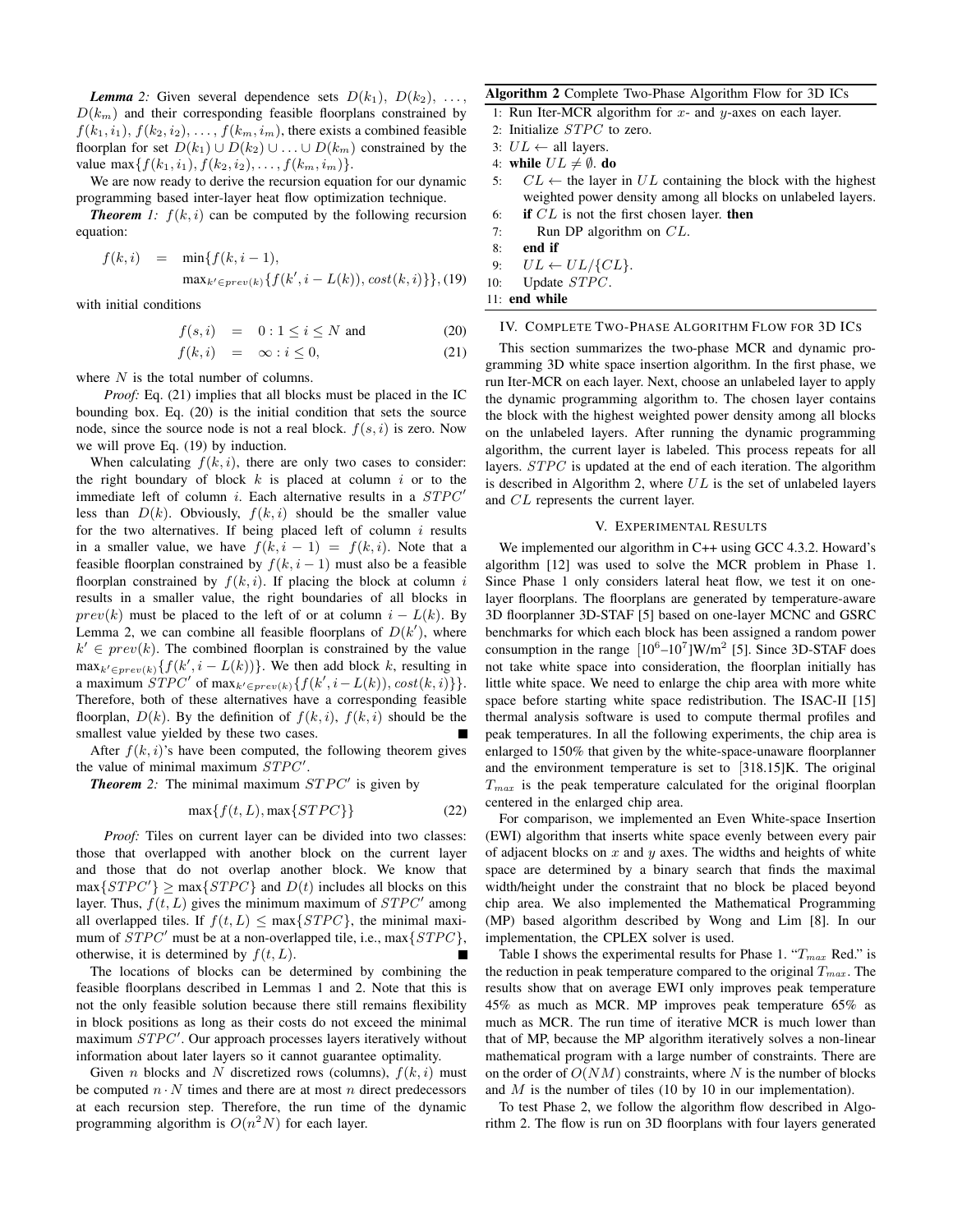***Lemma 2:*** Given several dependence sets $D(k_1)$, $D(k_2)$, ..., $D(k_m)$ and their corresponding feasible floorplans constrained by $f(k_1, i_1)$, $f(k_2, i_2)$, ..., $f(k_m, i_m)$, there exists a combined feasible floorplan for set $D(k_1) \cup D(k_2) \cup \ldots \cup D(k_m)$ constrained by the value $\max\{f(k_1, i_1), f(k_2, i_2), \ldots, f(k_m, i_m)\}$.

We are now ready to derive the recursion equation for our dynamic programming based inter-layer heat flow optimization technique.

***Theorem 1:*** $f(k, i)$ can be computed by the following recursion equation:

$$
\begin{aligned}
f(k,i) \quad &= \quad \min\{f(k,i-1), \\
&\quad \max_{k' \in prev(k)}\{f(k', i-L(k)), cost(k,i)\}\}, \quad (19)
\end{aligned}
$$

with initial conditions

$$
f(s,i) \quad = \quad 0 : 1 \le i \le N \text{ and} \quad (20)
$$

$$
f(k,i) \quad = \quad \infty : i \le 0, \quad (21)
$$

where $N$ is the total number of columns.

*Proof:* Eq. (21) implies that all blocks must be placed in the IC bounding box. Eq. (20) is the initial condition that sets the source node, since the source node is not a real block. $f(s, i)$ is zero. Now we will prove Eq. (19) by induction.

When calculating $f(k, i)$, there are only two cases to consider: the right boundary of block $k$ is placed at column $i$ or to the immediate left of column $i$. Each alternative results in a $STPC'$ less than $D(k)$. Obviously, $f(k, i)$ should be the smaller value for the two alternatives. If being placed left of column $i$ results in a smaller value, we have $f(k, i-1) = f(k, i)$. Note that a feasible floorplan constrained by $f(k, i-1)$ must also be a feasible floorplan constrained by $f(k, i)$. If placing the block at column $i$ results in a smaller value, the right boundaries of all blocks in $prev(k)$ must be placed to the left of or at column $i - L(k)$. By Lemma 2, we can combine all feasible floorplans of $D(k')$, where $k' \in prev(k)$. The combined floorplan is constrained by the value $\max_{k' \in prev(k)}\{f(k', i - L(k))\}$. We then add block $k$, resulting in a maximum $STPC'$ of $\max_{k' \in prev(k)}\{f(k', i-L(k)), cost(k, i)\}\}$. Therefore, both of these alternatives have a corresponding feasible floorplan, $D(k)$. By the definition of $f(k, i)$, $f(k, i)$ should be the smallest value yielded by these two cases. ■

After $f(k, i)$'s have been computed, the following theorem gives the value of minimal maximum $STPC'$.

***Theorem 2:*** The minimal maximum $STPC'$ is given by

$$
\max\{f(t, L), \max\{STPC\}\} \quad (22)
$$

*Proof:* Tiles on current layer can be divided into two classes: those that overlapped with another block on the current layer and those that do not overlap another block. We know that $\max\{STPC'\} \ge \max\{STPC\}$ and $D(t)$ includes all blocks on this layer. Thus, $f(t, L)$ gives the minimum maximum of $STPC'$ among all overlapped tiles. If $f(t, L) \le \max\{STPC\}$, the minimal maximum of $STPC'$ must be at a non-overlapped tile, i.e., $\max\{STPC\}$, otherwise, it is determined by $f(t, L)$. ■

The locations of blocks can be determined by combining the feasible floorplans described in Lemmas 1 and 2. Note that this is not the only feasible solution because there still remains flexibility in block positions as long as their costs do not exceed the minimal maximum $STPC'$. Our approach processes layers iteratively without information about later layers so it cannot guarantee optimality.

Given $n$ blocks and $N$ discretized rows (columns), $f(k, i)$ must be computed $n \cdot N$ times and there are at most $n$ direct predecessors at each recursion step. Therefore, the run time of the dynamic programming algorithm is $O(n^2 N)$ for each layer.

**Algorithm 2** Complete Two-Phase Algorithm Flow for 3D ICs

```
1: Run Iter-MCR algorithm for x- and y-axes on each layer.
2: Initialize STPC to zero.
3: UL ← all layers.
4: while UL ≠ ∅. do
5:    CL ← the layer in UL containing the block with the highest
      weighted power density among all blocks on unlabeled layers.
6:    if CL is not the first chosen layer. then
7:       Run DP algorithm on CL.
8:    end if
9:    UL ← UL/{CL}.
10:   Update STPC.
11: end while
```

## IV. Complete Two-Phase Algorithm Flow for 3D ICs

This section summarizes the two-phase MCR and dynamic programming 3D white space insertion algorithm. In the first phase, we run Iter-MCR on each layer. Next, choose an unlabeled layer to apply the dynamic programming algorithm to. The chosen layer contains the block with the highest weighted power density among all blocks on the unlabeled layers. After running the dynamic programming algorithm, the current layer is labeled. This process repeats for all layers. $STPC$ is updated at the end of each iteration. The algorithm is described in Algorithm 2, where $UL$ is the set of unlabeled layers and $CL$ represents the current layer.

## V. Experimental Results

We implemented our algorithm in C++ using GCC 4.3.2. Howard's algorithm [12] was used to solve the MCR problem in Phase 1. Since Phase 1 only considers lateral heat flow, we test it on one-layer floorplans. The floorplans are generated by temperature-aware 3D floorplanner 3D-STAF [5] based on one-layer MCNC and GSRC benchmarks for which each block has been assigned a random power consumption in the range $[10^6$–$10^7]$W/m$^2$ [5]. Since 3D-STAF does not take white space into consideration, the floorplan initially has little white space. We need to enlarge the chip area with more white space before starting white space redistribution. The ISAC-II [15] thermal analysis software is used to compute thermal profiles and peak temperatures. In all the following experiments, the chip area is enlarged to 150% that given by the white-space-unaware floorplanner and the environment temperature is set to [318.15]K. The original $T_{max}$ is the peak temperature calculated for the original floorplan centered in the enlarged chip area.

For comparison, we implemented an Even White-space Insertion (EWI) algorithm that inserts white space evenly between every pair of adjacent blocks on $x$ and $y$ axes. The widths and heights of white space are determined by a binary search that finds the maximal width/height under the constraint that no block be placed beyond chip area. We also implemented the Mathematical Programming (MP) based algorithm described by Wong and Lim [8]. In our implementation, the CPLEX solver is used.

Table I shows the experimental results for Phase 1. "$T_{max}$ Red." is the reduction in peak temperature compared to the original $T_{max}$. The results show that on average EWI only improves peak temperature 45% as much as MCR. MP improves peak temperature 65% as much as MCR. The run time of iterative MCR is much lower than that of MP, because the MP algorithm iteratively solves a non-linear mathematical program with a large number of constraints. There are on the order of $O(NM)$ constraints, where $N$ is the number of blocks and $M$ is the number of tiles (10 by 10 in our implementation).

To test Phase 2, we follow the algorithm flow described in Algorithm 2. The flow is run on 3D floorplans with four layers generated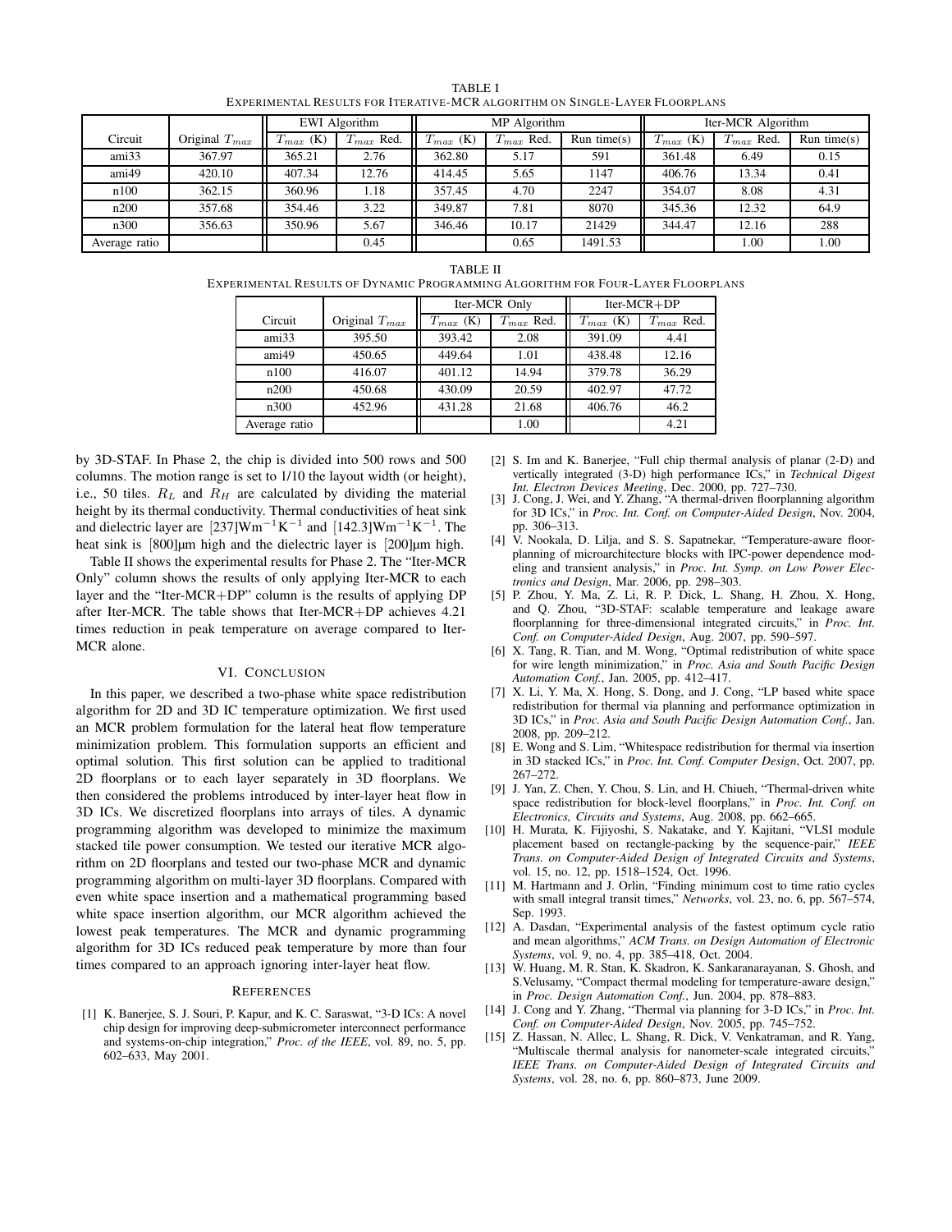TABLE I
EXPERIMENTAL RESULTS FOR ITERATIVE-MCR ALGORITHM ON SINGLE-LAYER FLOORPLANS

| Circuit | Original $T_{max}$ | EWI Algorithm | | MP Algorithm | | | Iter-MCR Algorithm | | |
|---|---|---|---|---|---|---|---|---|---|
| | | $T_{max}$ (K) | $T_{max}$ Red. | $T_{max}$ (K) | $T_{max}$ Red. | Run time(s) | $T_{max}$ (K) | $T_{max}$ Red. | Run time(s) |
| ami33 | 367.97 | 365.21 | 2.76 | 362.80 | 5.17 | 591 | 361.48 | 6.49 | 0.15 |
| ami49 | 420.10 | 407.34 | 12.76 | 414.45 | 5.65 | 1147 | 406.76 | 13.34 | 0.41 |
| n100 | 362.15 | 360.96 | 1.18 | 357.45 | 4.70 | 2247 | 354.07 | 8.08 | 4.31 |
| n200 | 357.68 | 354.46 | 3.22 | 349.87 | 7.81 | 8070 | 345.36 | 12.32 | 64.9 |
| n300 | 356.63 | 350.96 | 5.67 | 346.46 | 10.17 | 21429 | 344.47 | 12.16 | 288 |
| Average ratio | | | 0.45 | | 0.65 | 1491.53 | | 1.00 | 1.00 |

TABLE II
EXPERIMENTAL RESULTS OF DYNAMIC PROGRAMMING ALGORITHM FOR FOUR-LAYER FLOORPLANS

| Circuit | Original $T_{max}$ | Iter-MCR Only | | Iter-MCR+DP | |
|---|---|---|---|---|---|
| | | $T_{max}$ (K) | $T_{max}$ Red. | $T_{max}$ (K) | $T_{max}$ Red. |
| ami33 | 395.50 | 393.42 | 2.08 | 391.09 | 4.41 |
| ami49 | 450.65 | 449.64 | 1.01 | 438.48 | 12.16 |
| n100 | 416.07 | 401.12 | 14.94 | 379.78 | 36.29 |
| n200 | 450.68 | 430.09 | 20.59 | 402.97 | 47.72 |
| n300 | 452.96 | 431.28 | 21.68 | 406.76 | 46.2 |
| Average ratio | | | 1.00 | | 4.21 |

by 3D-STAF. In Phase 2, the chip is divided into 500 rows and 500 columns. The motion range is set to 1/10 the layout width (or height), i.e., 50 tiles. $R_L$ and $R_H$ are calculated by dividing the material height by its thermal conductivity. Thermal conductivities of heat sink and dielectric layer are $[237]\mathrm{Wm}^{-1}\mathrm{K}^{-1}$ and $[142.3]\mathrm{Wm}^{-1}\mathrm{K}^{-1}$. The heat sink is [800]μm high and the dielectric layer is [200]μm high.

Table II shows the experimental results for Phase 2. The "Iter-MCR Only" column shows the results of only applying Iter-MCR to each layer and the "Iter-MCR+DP" column is the results of applying DP after Iter-MCR. The table shows that Iter-MCR+DP achieves 4.21 times reduction in peak temperature on average compared to Iter-MCR alone.

## VI. Conclusion

In this paper, we described a two-phase white space redistribution algorithm for 2D and 3D IC temperature optimization. We first used an MCR problem formulation for the lateral heat flow temperature minimization problem. This formulation supports an efficient and optimal solution. This first solution can be applied to traditional 2D floorplans or to each layer separately in 3D floorplans. We then considered the problems introduced by inter-layer heat flow in 3D ICs. We discretized floorplans into arrays of tiles. A dynamic programming algorithm was developed to minimize the maximum stacked tile power consumption. We tested our iterative MCR algorithm on 2D floorplans and tested our two-phase MCR and dynamic programming algorithm on multi-layer 3D floorplans. Compared with even white space insertion and a mathematical programming based white space insertion algorithm, our MCR algorithm achieved the lowest peak temperatures. The MCR and dynamic programming algorithm for 3D ICs reduced peak temperature by more than four times compared to an approach ignoring inter-layer heat flow.

## References

[1] K. Banerjee, S. J. Souri, P. Kapur, and K. C. Saraswat, "3-D ICs: A novel chip design for improving deep-submicrometer interconnect performance and systems-on-chip integration," *Proc. of the IEEE*, vol. 89, no. 5, pp. 602–633, May 2001.

[2] S. Im and K. Banerjee, "Full chip thermal analysis of planar (2-D) and vertically integrated (3-D) high performance ICs," in *Technical Digest Int. Electron Devices Meeting*, Dec. 2000, pp. 727–730.

[3] J. Cong, J. Wei, and Y. Zhang, "A thermal-driven floorplanning algorithm for 3D ICs," in *Proc. Int. Conf. on Computer-Aided Design*, Nov. 2004, pp. 306–313.

[4] V. Nookala, D. Lilja, and S. S. Sapatnekar, "Temperature-aware floorplanning of microarchitecture blocks with IPC-power dependence modeling and transient analysis," in *Proc. Int. Symp. on Low Power Electronics and Design*, Mar. 2006, pp. 298–303.

[5] P. Zhou, Y. Ma, Z. Li, R. P. Dick, L. Shang, H. Zhou, X. Hong, and Q. Zhou, "3D-STAF: scalable temperature and leakage aware floorplanning for three-dimensional integrated circuits," in *Proc. Int. Conf. on Computer-Aided Design*, Aug. 2007, pp. 590–597.

[6] X. Tang, R. Tian, and M. Wong, "Optimal redistribution of white space for wire length minimization," in *Proc. Asia and South Pacific Design Automation Conf.*, Jan. 2005, pp. 412–417.

[7] X. Li, Y. Ma, X. Hong, S. Dong, and J. Cong, "LP based white space redistribution for thermal via planning and performance optimization in 3D ICs," in *Proc. Asia and South Pacific Design Automation Conf.*, Jan. 2008, pp. 209–212.

[8] E. Wong and S. Lim, "Whitespace redistribution for thermal via insertion in 3D stacked ICs," in *Proc. Int. Conf. Computer Design*, Oct. 2007, pp. 267–272.

[9] J. Yan, Z. Chen, Y. Chou, S. Lin, and H. Chiueh, "Thermal-driven white space redistribution for block-level floorplans," in *Proc. Int. Conf. on Electronics, Circuits and Systems*, Aug. 2008, pp. 662–665.

[10] H. Murata, K. Fijiyoshi, S. Nakatake, and Y. Kajitani, "VLSI module placement based on rectangle-packing by the sequence-pair," *IEEE Trans. on Computer-Aided Design of Integrated Circuits and Systems*, vol. 15, no. 12, pp. 1518–1524, Oct. 1996.

[11] M. Hartmann and J. Orlin, "Finding minimum cost to time ratio cycles with small integral transit times," *Networks*, vol. 23, no. 6, pp. 567–574, Sep. 1993.

[12] A. Dasdan, "Experimental analysis of the fastest optimum cycle ratio and mean algorithms," *ACM Trans. on Design Automation of Electronic Systems*, vol. 9, no. 4, pp. 385–418, Oct. 2004.

[13] W. Huang, M. R. Stan, K. Skadron, K. Sankaranarayanan, S. Ghosh, and S.Velusamy, "Compact thermal modeling for temperature-aware design," in *Proc. Design Automation Conf.*, Jun. 2004, pp. 878–883.

[14] J. Cong and Y. Zhang, "Thermal via planning for 3-D ICs," in *Proc. Int. Conf. on Computer-Aided Design*, Nov. 2005, pp. 745–752.

[15] Z. Hassan, N. Allec, L. Shang, R. Dick, V. Venkatraman, and R. Yang, "Multiscale thermal analysis for nanometer-scale integrated circuits," *IEEE Trans. on Computer-Aided Design of Integrated Circuits and Systems*, vol. 28, no. 6, pp. 860–873, June 2009.